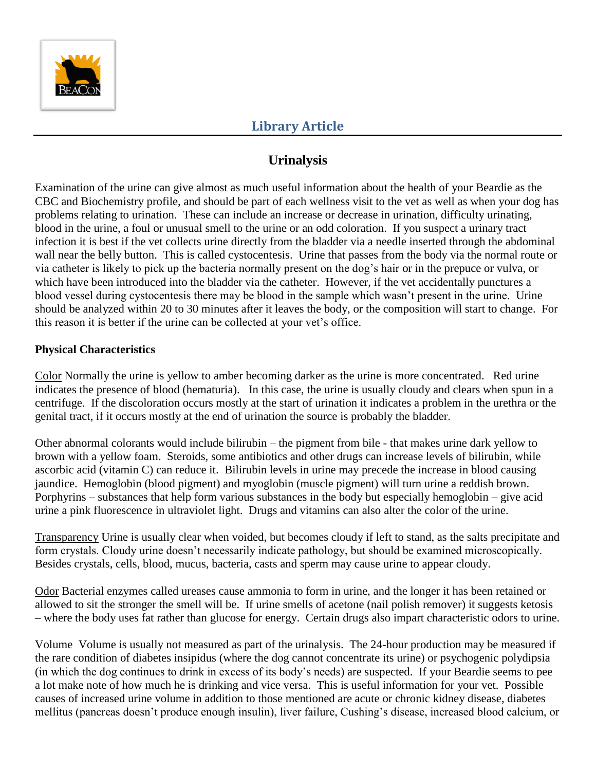## Library Article

# Urinalysis

Examination of the urine can give almost as much useful information about the health of your Beardie as the CBC and Biochemistry profile, and should be part of each wellness visit to the vet as well as when your dog has problems relating to urination. These can include an increase or decrease in urination, difficulty urinating, blood in the urine, a foul or unusual smell to the urine or an odd coloration. If you suspect a urinary tract infection it is best if the vet collects urine directly from the bladder via a needle inserted through the abdominal wall near the belly button. This is called cystocentesis. Urine that passes from the body via the normal route or via catheter is likely to pick up the bacteria normally present on the dog's hair or in the prepuce or vulva, or which have been introduced into the bladder via the catheter. However, if the vet accidentally punctures a blood vessel during cystocentesis there may be blood in the sample which wasn't present in the urine. Urine should be analyzed within 20 to 30 minutes after it leaves the body, or the composition will start to change. For this reason it is better if the urine can be collected at your vet's office.

**Physical Characteristics**

Color Normally the urine is yellow to amber becoming darker as the urine is more concentrated. Red urine indicates the presence of blood (hematuria). In this case, the urine is usually cloudy and clears when spun in a centrifuge. If the discoloration occurs mostly at the start of urination it indicates a problem in the urethra or the genital tract, if it occurs mostly at the end of urination the source is probably the bladder.

Other abnormal colorants would include bilirubin – the pigment from bile - that makes urine dark yellow to brown with a yellow foam. Steroids, some antibiotics and other drugs can increase levels of bilirubin, while ascorbic acid (vitamin C) can reduce it. Bilirubin levels in urine may precede the increase in blood causing jaundice. Hemoglobin (blood pigment) and myoglobin (muscle pigment) will turn urine a reddish brown. Porphyrins – substances that help form various substances in the body but especially hemoglobin – give acid urine a pink fluorescence in ultraviolet light. Drugs and vitamins can also alter the color of the urine.

Transparency Urine is usually clear when voided, but becomes cloudy if left to stand, as the salts precipitate and form crystals. Cloudy urine doesn't necessarily indicate pathology, but should be examined microscopically. Besides crystals, cells, blood, mucus, bacteria, casts and sperm may cause urine to appear cloudy.

Odor Bacterial enzymes called ureases cause ammonia to form in urine, and the longer it has been retained or allowed to sit the stronger the smell will be. If urine smells of acetone (nail polish remover) it suggests ketosis – where the body uses fat rather than glucose for energy. Certain drugs also impart characteristic odors to urine.

Volume Volume is usually not measured as part of the urinalysis. The 24-hour production may be measured if the rare condition of diabetes insipidus (where the dog cannot concentrate its urine) or psychogenic polydipsia (in which the dog continues to drink in excess of its body's needs) are suspected. If your Beardie seems to pee a lot make note of how much he is drinking and vice versa. This is useful information for your vet. Possible causes of increased urine volume in addition to those mentioned are acute or chronic kidney disease, diabetes mellitus (pancreas doesn't produce enough insulin), liver failure, Cushing's disease, increased blood calcium, or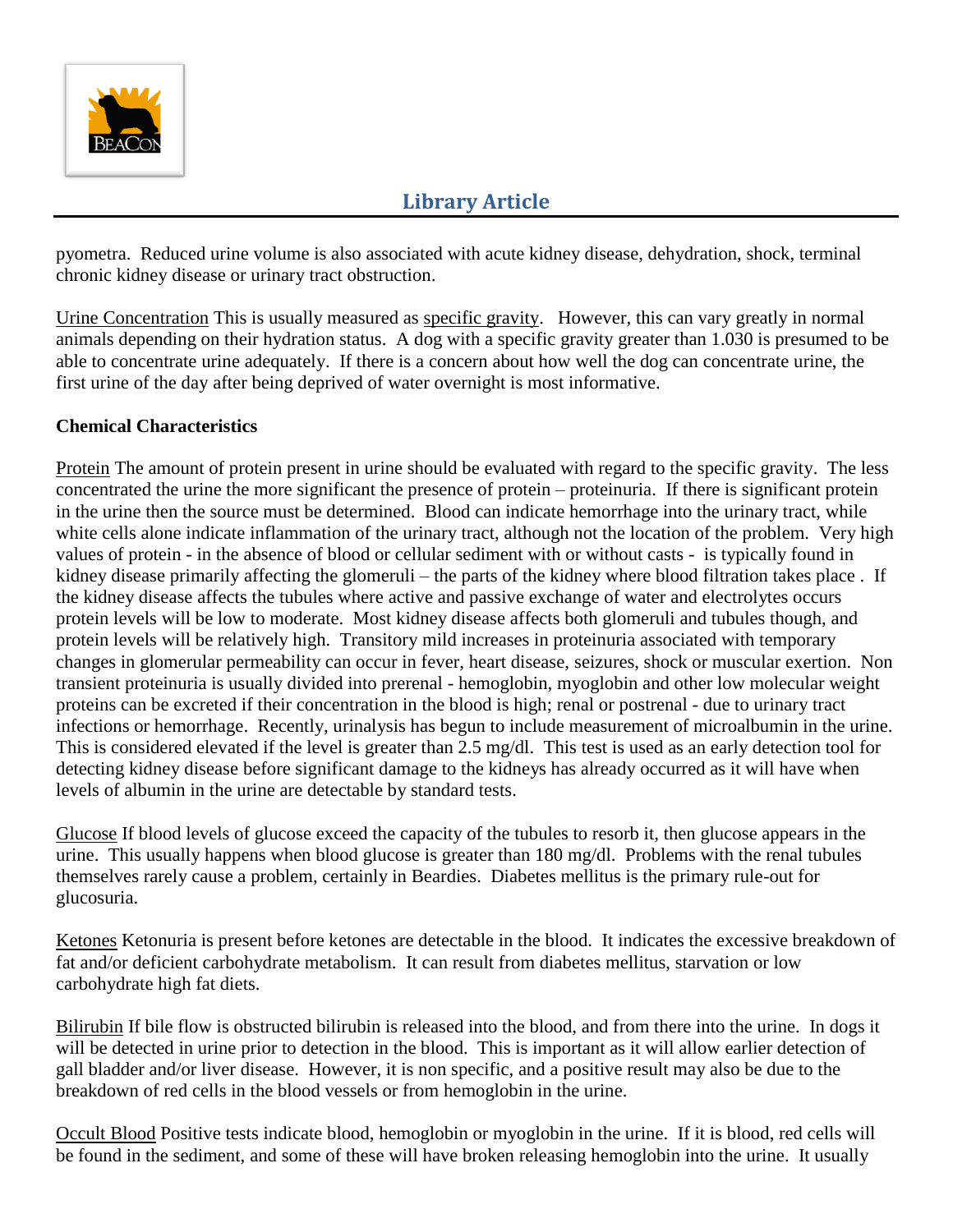pyometra. Reduced urine volume is also associated with acute kidney disease, dehydration, shock, terminal chronic kidney disease or urinary tract obstruction.

Urine Concentration This is usually measured as specific gravity. However, this can vary greatly in normal animals depending on their hydration status. A dog with a specific gravity greater than 1.030 is presumed to be able to concentrate urine adequately. If there is a concern about how well the dog can concentrate urine, the first urine of the day after being deprived of water overnight is most informative.

**Chemical Characteristics**

Protein The amount of protein present in urine should be evaluated with regard to the specific gravity. The less concentrated the urine the more significant the presence of protein – proteinuria. If there is significant protein in the urine then the source must be determined. Blood can indicate hemorrhage into the urinary tract, while white cells alone indicate inflammation of the urinary tract, although not the location of the problem. Very high values of protein - in the absence of blood or cellular sediment with or without casts - is typically found in kidney disease primarily affecting the glomeruli – the parts of the kidney where blood filtration takes place . If the kidney disease affects the tubules where active and passive exchange of water and electrolytes occurs protein levels will be low to moderate. Most kidney disease affects both glomeruli and tubules though, and protein levels will be relatively high. Transitory mild increases in proteinuria associated with temporary changes in glomerular permeability can occur in fever, heart disease, seizures, shock or muscular exertion. Non transient proteinuria is usually divided into prerenal - hemoglobin, myoglobin and other low molecular weight proteins can be excreted if their concentration in the blood is high; renal or postrenal - due to urinary tract infections or hemorrhage. Recently, urinalysis has begun to include measurement of microalbumin in the urine. This is considered elevated if the level is greater than 2.5 mg/dl. This test is used as an early detection tool for detecting kidney disease before significant damage to the kidneys has already occurred as it will have when levels of albumin in the urine are detectable by standard tests.

Glucose If blood levels of glucose exceed the capacity of the tubules to resorb it, then glucose appears in the urine. This usually happens when blood glucose is greater than 180 mg/dl. Problems with the renal tubules themselves rarely cause a problem, certainly in Beardies. Diabetes mellitus is the primary rule-out for glucosuria.

Ketones Ketonuria is present before ketones are detectable in the blood. It indicates the excessive breakdown of fat and/or deficient carbohydrate metabolism. It can result from diabetes mellitus, starvation or low carbohydrate high fat diets.

Bilirubin If bile flow is obstructed bilirubin is released into the blood, and from there into the urine. In dogs it will be detected in urine prior to detection in the blood. This is important as it will allow earlier detection of gall bladder and/or liver disease. However, it is non specific, and a positive result may also be due to the breakdown of red cells in the blood vessels or from hemoglobin in the urine.

Occult Blood Positive tests indicate blood, hemoglobin or myoglobin in the urine. If it is blood, red cells will be found in the sediment, and some of these will have broken releasing hemoglobin into the urine. It usually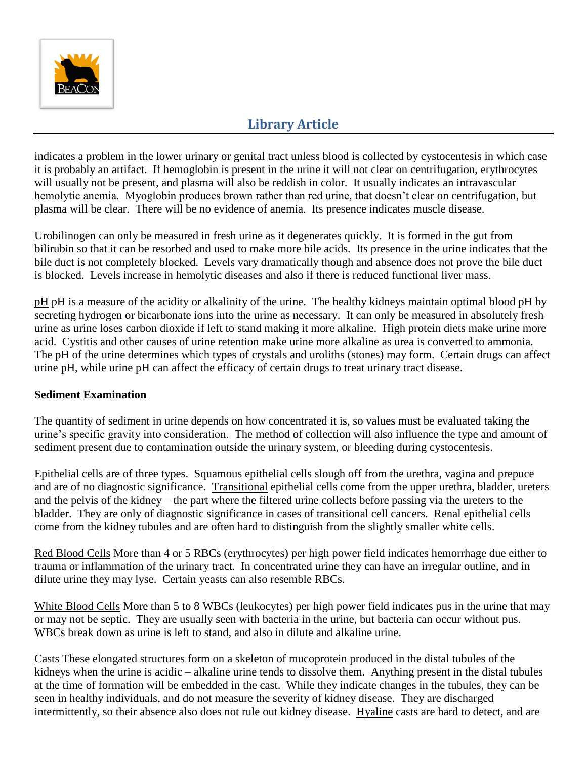indicates a problem in the lower urinary or genital tract unless blood is collected by cystocentesis in which case it is probably an artifact. If hemoglobin is present in the urine it will not clear on centrifugation, erythrocytes will usually not be present, and plasma will also be reddish in color. It usually indicates an intravascular hemolytic anemia. Myoglobin produces brown rather than red urine, that doesn't clear on centrifugation, but plasma will be clear. There will be no evidence of anemia. Its presence indicates muscle disease.

Urobilinogen can only be measured in fresh urine as it degenerates quickly. It is formed in the gut from bilirubin so that it can be resorbed and used to make more bile acids. Its presence in the urine indicates that the bile duct is not completely blocked. Levels vary dramatically though and absence does not prove the bile duct is blocked. Levels increase in hemolytic diseases and also if there is reduced functional liver mass.

pH pH is a measure of the acidity or alkalinity of the urine. The healthy kidneys maintain optimal blood pH by secreting hydrogen or bicarbonate ions into the urine as necessary. It can only be measured in absolutely fresh urine as urine loses carbon dioxide if left to stand making it more alkaline. High protein diets make urine more acid. Cystitis and other causes of urine retention make urine more alkaline as urea is converted to ammonia. The pH of the urine determines which types of crystals and uroliths (stones) may form. Certain drugs can affect urine pH, while urine pH can affect the efficacy of certain drugs to treat urinary tract disease.

**Sediment Examination**

The quantity of sediment in urine depends on how concentrated it is, so values must be evaluated taking the urine's specific gravity into consideration. The method of collection will also influence the type and amount of sediment present due to contamination outside the urinary system, or bleeding during cystocentesis.

Epithelial cells are of three types. Squamous epithelial cells slough off from the urethra, vagina and prepuce and are of no diagnostic significance. Transitional epithelial cells come from the upper urethra, bladder, ureters and the pelvis of the kidney – the part where the filtered urine collects before passing via the ureters to the bladder. They are only of diagnostic significance in cases of transitional cell cancers. Renal epithelial cells come from the kidney tubules and are often hard to distinguish from the slightly smaller white cells.

Red Blood Cells More than 4 or 5 RBCs (erythrocytes) per high power field indicates hemorrhage due either to trauma or inflammation of the urinary tract. In concentrated urine they can have an irregular outline, and in dilute urine they may lyse. Certain yeasts can also resemble RBCs.

White Blood Cells More than 5 to 8 WBCs (leukocytes) per high power field indicates pus in the urine that may or may not be septic. They are usually seen with bacteria in the urine, but bacteria can occur without pus. WBCs break down as urine is left to stand, and also in dilute and alkaline urine.

Casts These elongated structures form on a skeleton of mucoprotein produced in the distal tubules of the kidneys when the urine is acidic – alkaline urine tends to dissolve them. Anything present in the distal tubules at the time of formation will be embedded in the cast. While they indicate changes in the tubules, they can be seen in healthy individuals, and do not measure the severity of kidney disease. They are discharged intermittently, so their absence also does not rule out kidney disease. Hyaline casts are hard to detect, and are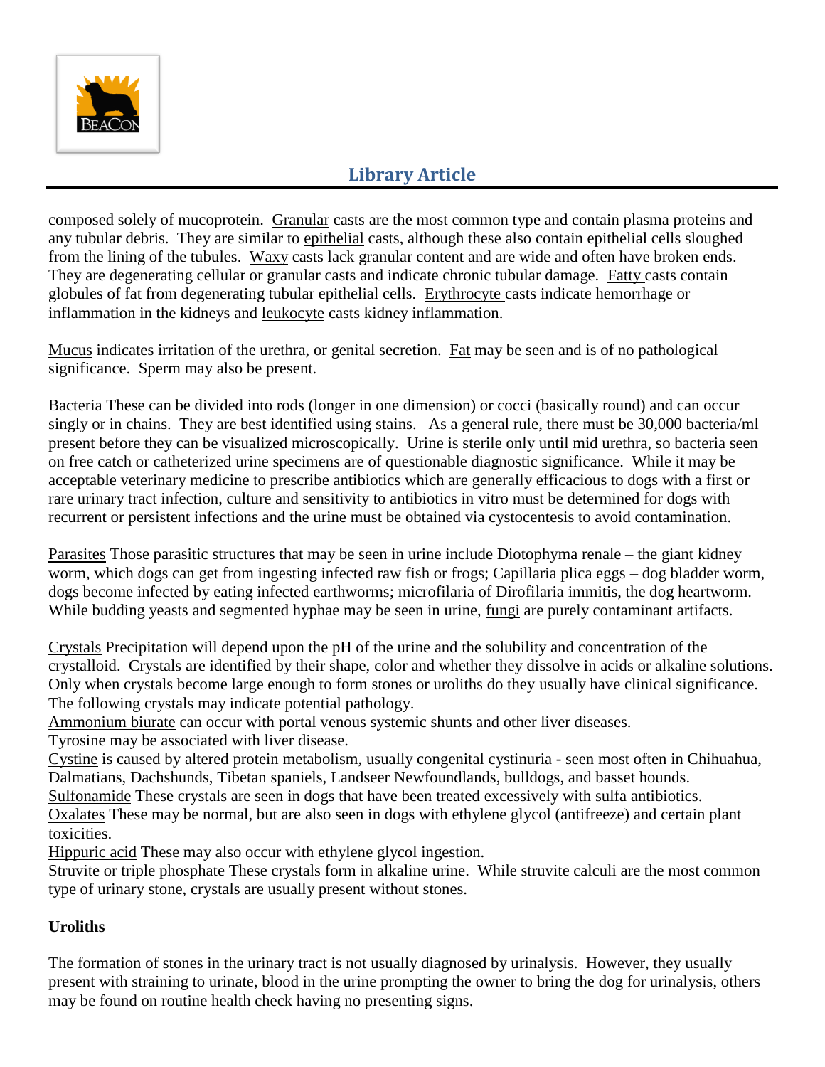composed solely of mucoprotein. <u>Granular</u> casts are the most common type and contain plasma proteins and any tubular debris. They are similar to <u>epithelial</u> casts, although these also contain epithelial cells sloughed from the lining of the tubules. <u>Waxy</u> casts lack granular content and are wide and often have broken ends. They are degenerating cellular or granular casts and indicate chronic tubular damage. <u>Fatty</u> casts contain globules of fat from degenerating tubular epithelial cells. <u>Erythrocyte</u> casts indicate hemorrhage or inflammation in the kidneys and <u>leukocyte</u> casts kidney inflammation.

<u>Mucus</u> indicates irritation of the urethra, or genital secretion. <u>Fat</u> may be seen and is of no pathological significance. <u>Sperm</u> may also be present.

<u>Bacteria</u> These can be divided into rods (longer in one dimension) or cocci (basically round) and can occur singly or in chains. They are best identified using stains. As a general rule, there must be 30,000 bacteria/ml present before they can be visualized microscopically. Urine is sterile only until mid urethra, so bacteria seen on free catch or catheterized urine specimens are of questionable diagnostic significance. While it may be acceptable veterinary medicine to prescribe antibiotics which are generally efficacious to dogs with a first or rare urinary tract infection, culture and sensitivity to antibiotics in vitro must be determined for dogs with recurrent or persistent infections and the urine must be obtained via cystocentesis to avoid contamination.

<u>Parasites</u> Those parasitic structures that may be seen in urine include Diotophyma renale – the giant kidney worm, which dogs can get from ingesting infected raw fish or frogs; Capillaria plica eggs – dog bladder worm, dogs become infected by eating infected earthworms; microfilaria of Dirofilaria immitis, the dog heartworm. While budding yeasts and segmented hyphae may be seen in urine, <u>fungi</u> are purely contaminant artifacts.

<u>Crystals</u> Precipitation will depend upon the pH of the urine and the solubility and concentration of the crystalloid. Crystals are identified by their shape, color and whether they dissolve in acids or alkaline solutions. Only when crystals become large enough to form stones or uroliths do they usually have clinical significance. The following crystals may indicate potential pathology.
<u>Ammonium biurate</u> can occur with portal venous systemic shunts and other liver diseases.
<u>Tyrosine</u> may be associated with liver disease.
<u>Cystine</u> is caused by altered protein metabolism, usually congenital cystinuria - seen most often in Chihuahua, Dalmatians, Dachshunds, Tibetan spaniels, Landseer Newfoundlands, bulldogs, and basset hounds.
<u>Sulfonamide</u> These crystals are seen in dogs that have been treated excessively with sulfa antibiotics.
<u>Oxalates</u> These may be normal, but are also seen in dogs with ethylene glycol (antifreeze) and certain plant toxicities.
<u>Hippuric acid</u> These may also occur with ethylene glycol ingestion.
<u>Struvite or triple phosphate</u> These crystals form in alkaline urine. While struvite calculi are the most common type of urinary stone, crystals are usually present without stones.

**Uroliths**

The formation of stones in the urinary tract is not usually diagnosed by urinalysis. However, they usually present with straining to urinate, blood in the urine prompting the owner to bring the dog for urinalysis, others may be found on routine health check having no presenting signs.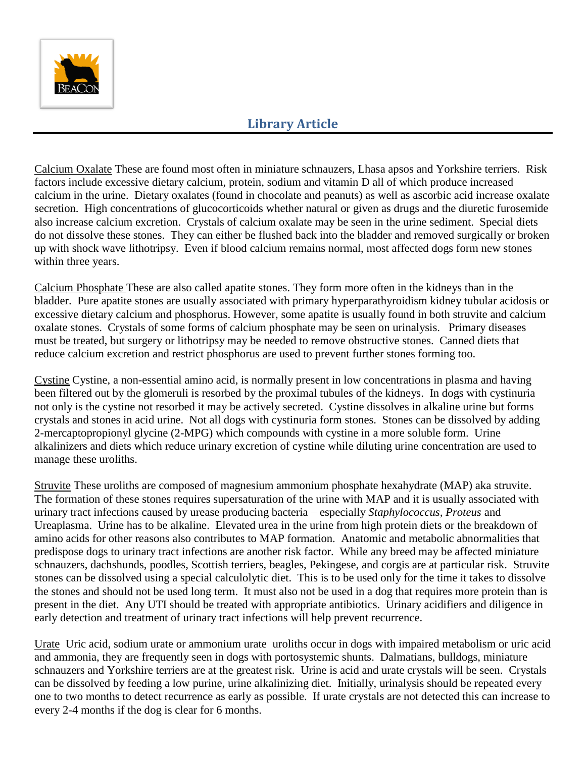## Library Article

Calcium Oxalate These are found most often in miniature schnauzers, Lhasa apsos and Yorkshire terriers. Risk factors include excessive dietary calcium, protein, sodium and vitamin D all of which produce increased calcium in the urine. Dietary oxalates (found in chocolate and peanuts) as well as ascorbic acid increase oxalate secretion. High concentrations of glucocorticoids whether natural or given as drugs and the diuretic furosemide also increase calcium excretion. Crystals of calcium oxalate may be seen in the urine sediment. Special diets do not dissolve these stones. They can either be flushed back into the bladder and removed surgically or broken up with shock wave lithotripsy. Even if blood calcium remains normal, most affected dogs form new stones within three years.

Calcium Phosphate These are also called apatite stones. They form more often in the kidneys than in the bladder. Pure apatite stones are usually associated with primary hyperparathyroidism kidney tubular acidosis or excessive dietary calcium and phosphorus. However, some apatite is usually found in both struvite and calcium oxalate stones. Crystals of some forms of calcium phosphate may be seen on urinalysis. Primary diseases must be treated, but surgery or lithotripsy may be needed to remove obstructive stones. Canned diets that reduce calcium excretion and restrict phosphorus are used to prevent further stones forming too.

Cystine Cystine, a non-essential amino acid, is normally present in low concentrations in plasma and having been filtered out by the glomeruli is resorbed by the proximal tubules of the kidneys. In dogs with cystinuria not only is the cystine not resorbed it may be actively secreted. Cystine dissolves in alkaline urine but forms crystals and stones in acid urine. Not all dogs with cystinuria form stones. Stones can be dissolved by adding 2-mercaptopropionyl glycine (2-MPG) which compounds with cystine in a more soluble form. Urine alkalinizers and diets which reduce urinary excretion of cystine while diluting urine concentration are used to manage these uroliths.

Struvite These uroliths are composed of magnesium ammonium phosphate hexahydrate (MAP) aka struvite. The formation of these stones requires supersaturation of the urine with MAP and it is usually associated with urinary tract infections caused by urease producing bacteria – especially *Staphylococcus, Proteus* and Ureaplasma. Urine has to be alkaline. Elevated urea in the urine from high protein diets or the breakdown of amino acids for other reasons also contributes to MAP formation. Anatomic and metabolic abnormalities that predispose dogs to urinary tract infections are another risk factor. While any breed may be affected miniature schnauzers, dachshunds, poodles, Scottish terriers, beagles, Pekingese, and corgis are at particular risk. Struvite stones can be dissolved using a special calculolytic diet. This is to be used only for the time it takes to dissolve the stones and should not be used long term. It must also not be used in a dog that requires more protein than is present in the diet. Any UTI should be treated with appropriate antibiotics. Urinary acidifiers and diligence in early detection and treatment of urinary tract infections will help prevent recurrence.

Urate Uric acid, sodium urate or ammonium urate uroliths occur in dogs with impaired metabolism or uric acid and ammonia, they are frequently seen in dogs with portosystemic shunts. Dalmatians, bulldogs, miniature schnauzers and Yorkshire terriers are at the greatest risk. Urine is acid and urate crystals will be seen. Crystals can be dissolved by feeding a low purine, urine alkalinizing diet. Initially, urinalysis should be repeated every one to two months to detect recurrence as early as possible. If urate crystals are not detected this can increase to every 2-4 months if the dog is clear for 6 months.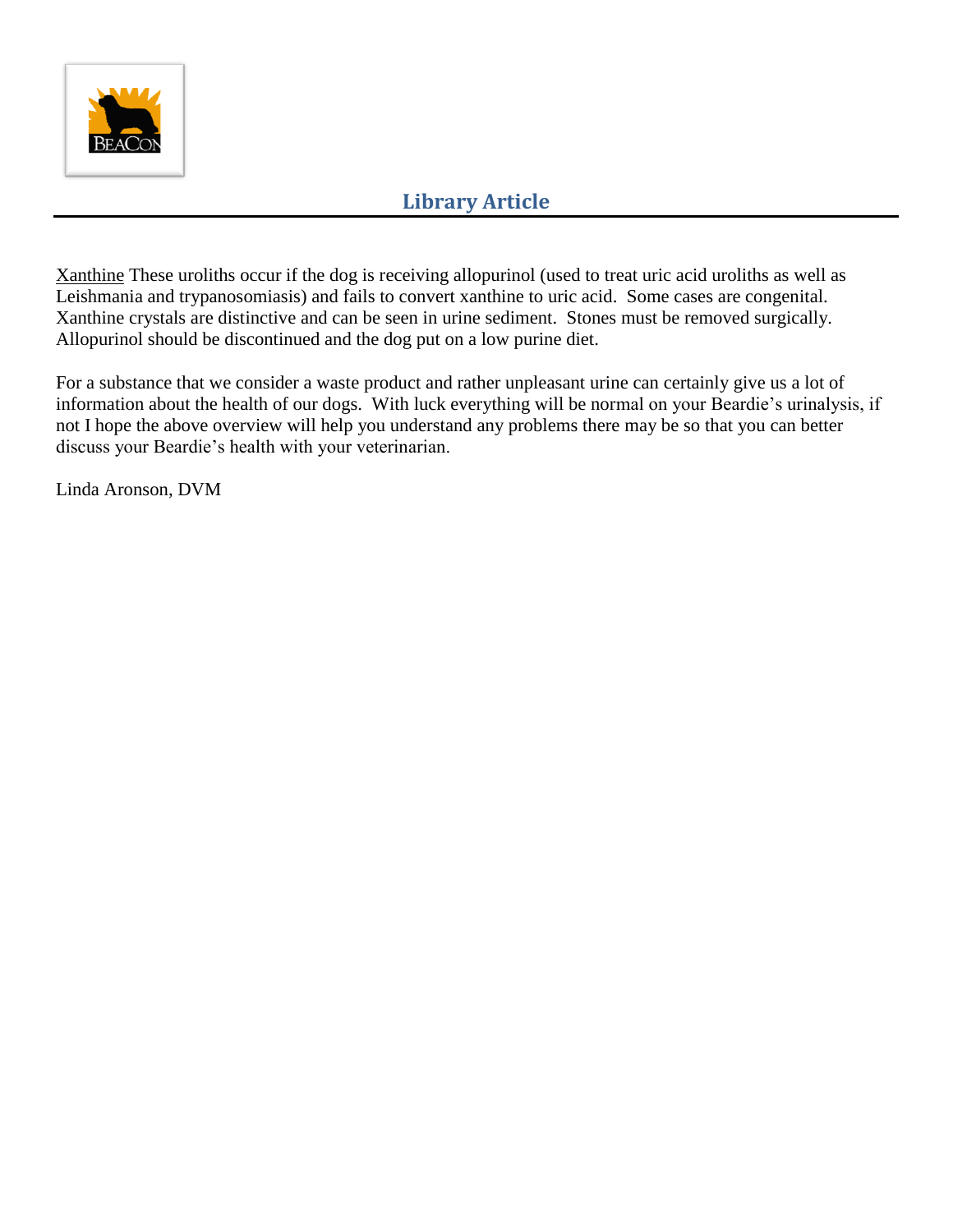## Library Article

Xanthine These uroliths occur if the dog is receiving allopurinol (used to treat uric acid uroliths as well as Leishmania and trypanosomiasis) and fails to convert xanthine to uric acid. Some cases are congenital. Xanthine crystals are distinctive and can be seen in urine sediment. Stones must be removed surgically. Allopurinol should be discontinued and the dog put on a low purine diet.

For a substance that we consider a waste product and rather unpleasant urine can certainly give us a lot of information about the health of our dogs. With luck everything will be normal on your Beardie's urinalysis, if not I hope the above overview will help you understand any problems there may be so that you can better discuss your Beardie's health with your veterinarian.

Linda Aronson, DVM